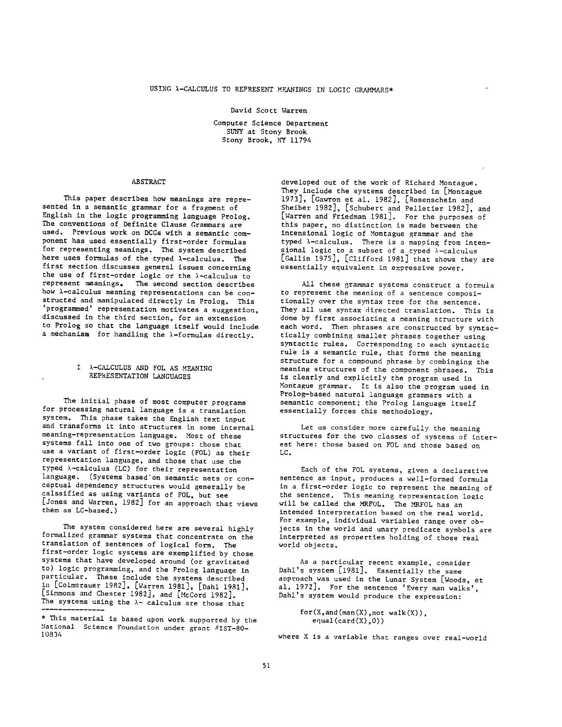# USING λ-CALCULUS TO REPRESENT MEANINGS IN LOGIC GRAMMARS*

David Scott Warren

Computer Science Department
SUNY at Stony Brook
Stony Brook, NY 11794

## ABSTRACT

This paper describes how meanings are represented in a semantic grammar for a fragment of English in the logic programming language Prolog. The conventions of Definite Clause Grammars are used. Previous work on DCGs with a semantic component has used essentially first-order formulas for representing meanings. The system described here uses formulas of the typed λ-calculus. The first section discusses general issues concerning the use of first-order logic or the λ-calculus to represent meanings. The second section describes how λ-calculus meaning representations can be constructed and manipulated directly in Prolog. This 'programmed' representation motivates a suggestion, discussed in the third section, for an extension to Prolog so that the language itself would include a mechanism for handling the λ-formulas directly.

## I λ-CALCULUS AND FOL AS MEANING REPRESENTATION LANGUAGES

The initial phase of most computer programs for processing natural language is a translation system. This phase takes the English text input and transforms it into structures in some internal meaning-representation language. Most of these systems fall into one of two groups: those that use a variant of first-order logic (FOL) as their representation language, and those that use the typed λ-calculus (LC) for their representation language. (Systems based on semantic nets or conceptual dependency structures would generally be calssified as using variants of FOL, but see [Jones and Warren, 1982] for an approach that views them as LC-based.)

The system considered here are several highly formalized grammar systems that concentrate on the translation of sentences of logical form. The first-order logic systems are exemplified by those systems that have developed around (or gravitated to) logic programming, and the Prolog language in particular. These include the systems described in [Colmerauer 1982], [Warren 1981], [Dahl 1981], [Simmons and Chester 1982], and [McCord 1982]. The systems using the λ- calculus are those that developed out of the work of Richard Montague. They include the systems described in [Montague 1973], [Gawron et al. 1982], [Rosenschein and Sheiber 1982], [Schubert and Pelletier 1982], and [Warren and Friedman 1981]. For the purposes of this paper, no distinction is made between the intensional logic of Montague grammar and the typed λ-calculus. There is a mapping from intensional logic to a subset of a typed λ-calculus [Gallin 1975], [Clifford 1981] that shows they are essentially equivalent in expressive power.

All these grammar systems construct a formula to represent the meaning of a sentence compositionally over the syntax tree for the sentence. They all use syntax directed translation. This is done by first associating a meaning structure with each word. Then phrases are constructed by syntactically combining smaller phrases together using syntactic rules. Corresponding to each syntactic rule is a semantic rule, that forms the meaning structure for a compound phrase by combinging the meaning structures of the component phrases. This is clearly and explicitly the program used in Montague grammar. It is also the program used in Prolog-based natural language grammars with a semantic component; the Prolog language itself essentially forces this methodology.

Let us consider more carefully the meaning structures for the two classes of systems of interest here: those based on FOL and those based on LC.

Each of the FOL systems, given a declarative sentence as input, produces a well-formed formula in a first-order logic to represent the meaning of the sentence. This meaning representation logic will be called the MRFOL. The MRFOL has an intended interpretation based on the real world. For example, individual variables range over objects in the world and unary predicate symbols are interpreted as properties holding of those real world objects.

As a particular recent example, consider Dahl's system [1981]. Essentially the same approach was used in the Lunar System [Woods, et al. 1972]. For the sentence 'Every man walks', Dahl's system would produce the expression:

```
for(X,and(man(X),not walk(X)),
   equal(card(X),0))
```

where X is a variable that ranges over real-world

---

* This material is based upon work supported by the National Science Foundation under grant #IST-80-10834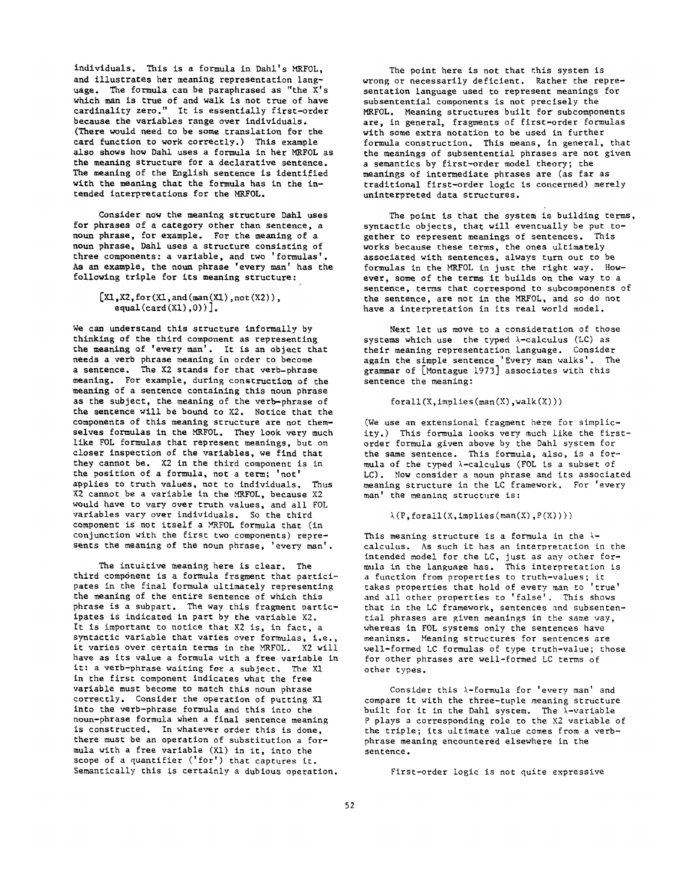individuals. This is a formula in Dahl's MRFOL, and illustrates her meaning representation language. The formula can be paraphrased as "the X's which man is true of and walk is not true of have cardinality zero." It is essentially first-order because the variables range over individuals. (There would need to be some translation for the card function to work correctly.) This example also shows how Dahl uses a formula in her MRFOL as the meaning structure for a declarative sentence. The meaning of the English sentence is identified with the meaning that the formula has in the intended interpretations for the MRFOL.

Consider now the meaning structure Dahl uses for phrases of a category other than sentence, a noun phrase, for example. For the meaning of a noun phrase, Dahl uses a structure consisting of three components: a variable, and two 'formulas'. As an example, the noun phrase 'every man' has the following triple for its meaning structure:

```
[X1,X2,for(X1,and(man(X1),not(X2)),
   equal(card(X1),0))].
```

We can understand this structure informally by thinking of the third component as representing the meaning of 'every man'. It is an object that needs a verb phrase meaning in order to become a sentence. The X2 stands for that verb-phrase meaning. For example, during construction of the meaning of a sentence containing this noun phrase as the subject, the meaning of the verb-phrase of the sentence will be bound to X2. Notice that the components of this meaning structure are not themselves formulas in the MRFOL. They look very much like FOL formulas that represent meanings, but on closer inspection of the variables, we find that they cannot be. X2 in the third component is in the position of a formula, not a term; 'not' applies to truth values, not to individuals. Thus X2 cannot be a variable in the MRFOL, because X2 would have to vary over truth values, and all FOL variables vary over individuals. So the third component is not itself a MRFOL formula that (in conjunction with the first two components) represents the meaning of the noun phrase, 'every man'.

The intuitive meaning here is clear. The third component is a formula fragment that participates in the final formula ultimately representing the meaning of the entire sentence of which this phrase is a subpart. The way this fragment participates is indicated in part by the variable X2. It is important to notice that X2 is, in fact, a syntactic variable that varies over formulas, i.e., it varies over certain terms in the MRFOL. X2 will have as its value a formula with a free variable in it: a verb-phrase waiting for a subject. The X1 in the first component indicates what the free variable must become to match this noun phrase correctly. Consider the operation of putting X1 into the verb-phrase formula and this into the noun-phrase formula when a final sentence meaning is constructed. In whatever order this is done, there must be an operation of substitution a formula with a free variable (X1) in it, into the scope of a quantifier ('for') that captures it. Semantically this is certainly a dubious operation.

The point here is not that this system is wrong or necessarily deficient. Rather the representation language used to represent meanings for subsentential components is not precisely the MRFOL. Meaning structures built for subcomponents are, in general, fragments of first-order formulas with some extra notation to be used in further formula construction. This means, in general, that the meanings of subsentential phrases are not given a semantics by first-order model theory; the meanings of intermediate phrases are (as far as traditional first-order logic is concerned) merely uninterpreted data structures.

The point is that the system is building terms, syntactic objects, that will eventually be put together to represent meanings of sentences. This works because these terms, the ones ultimately associated with sentences, always turn out to be formulas in the MRFOL in just the right way. However, some of the terms it builds on the way to a sentence, terms that correspond to subcomponents of the sentence, are not in the MRFOL, and so do not have a interpretation in its real world model.

Next let us move to a consideration of those systems which use the typed λ-calculus (LC) as their meaning representation language. Consider again the simple sentence 'Every man walks'. The grammar of [Montague 1973] associates with this sentence the meaning:

```
forall(X,implies(man(X),walk(X)))
```

(We use an extensional fragment here for simplicity.) This formula looks very much like the first-order formula given above by the Dahl system for the same sentence. This formula, also, is a formula of the typed λ-calculus (FOL is a subset of LC). Now consider a noun phrase and its associated meaning structure in the LC framework. For 'every man' the meaning structure is:

```
λ(P,forall(X,implies(man(X),P(X))))
```

This meaning structure is a formula in the λ-calculus. As such it has an interpretation in the intended model for the LC, just as any other formula in the language has. This interpretation is a function from properties to truth-values; it takes properties that hold of every man to 'true' and all other properties to 'false'. This shows that in the LC framework, sentences and subsentential phrases are given meanings in the same way, whereas in FOL systems only the sentences have meanings. Meaning structures for sentences are well-formed LC formulas of type truth-value; those for other phrases are well-formed LC terms of other types.

Consider this λ-formula for 'every man' and compare it with the three-tuple meaning structure built for it in the Dahl system. The λ-variable P plays a corresponding role to the X2 variable of the triple; its ultimate value comes from a verb-phrase meaning encountered elsewhere in the sentence.

First-order logic is not quite expressive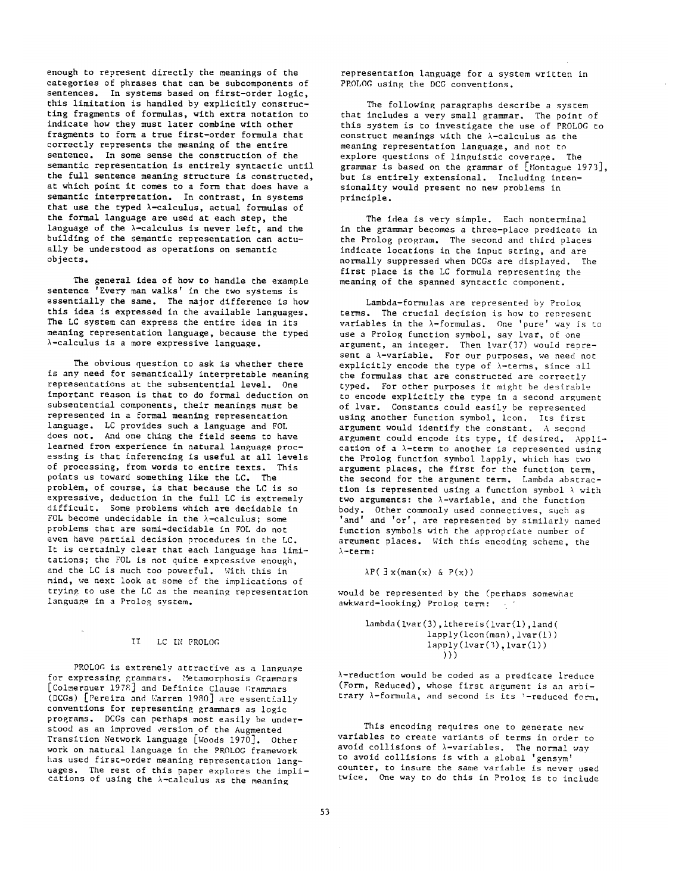enough to represent directly the meanings of the categories of phrases that can be subcomponents of sentences. In systems based on first-order logic, this limitation is handled by explicitly constructing fragments of formulas, with extra notation to indicate how they must later combine with other fragments to form a true first-order formula that correctly represents the meaning of the entire sentence. In some sense the construction of the semantic representation is entirely syntactic until the full sentence meaning structure is constructed, at which point it comes to a form that does have a semantic interpretation. In contrast, in systems that use the typed λ-calculus, actual formulas of the formal language are used at each step, the language of the λ-calculus is never left, and the building of the semantic representation can actually be understood as operations on semantic objects.

The general idea of how to handle the example sentence 'Every man walks' in the two systems is essentially the same. The major difference is how this idea is expressed in the available languages. The LC system can express the entire idea in its meaning representation language, because the typed λ-calculus is a more expressive language.

The obvious question to ask is whether there is any need for semantically interpretable meaning representations at the subsentential level. One important reason is that to do formal deduction on subsentential components, their meanings must be represented in a formal meaning representation language. LC provides such a language and FOL does not. And one thing the field seems to have learned from experience in natural language processing is that inferencing is useful at all levels of processing, from words to entire texts. This points us toward something like the LC. The problem, of course, is that because the LC is so expressive, deduction in the full LC is extremely difficult. Some problems which are decidable in FOL become undecidable in the λ-calculus; some problems that are semi-decidable in FOL do not even have partial decision procedures in the LC. It is certainly clear that each language has limitations; the FOL is not quite expressive enough, and the LC is much too powerful. With this in mind, we next look at some of the implications of trying to use the LC as the meaning representation language in a Prolog system.

## II LC IN PROLOG

PROLOG is extremely attractive as a language for expressing grammars. Metamorphosis Grammars [Colmerauer 1978] and Definite Clause Grammars (DCGs) [Pereira and Warren 1980] are essentially conventions for representing grammars as logic programs. DCGs can perhaps most easily be understood as an improved version of the Augmented Transition Network language [Woods 1970]. Other work on natural language in the PROLOG framework has used first-order meaning representation languages. The rest of this paper explores the implications of using the λ-calculus as the meaning representation language for a system written in PROLOG using the DCG conventions.

The following paragraphs describe a system that includes a very small grammar. The point of this system is to investigate the use of PROLOG to construct meanings with the λ-calculus as the meaning representation language, and not to explore questions of linguistic coverage. The grammar is based on the grammar of [Montague 1973], but is entirely extensional. Including intensionality would present no new problems in principle.

The idea is very simple. Each nonterminal in the grammar becomes a three-place predicate in the Prolog program. The second and third places indicate locations in the input string, and are normally suppressed when DCGs are displayed. The first place is the LC formula representing the meaning of the spanned syntactic component.

Lambda-formulas are represented by Prolog terms. The crucial decision is how to represent variables in the λ-formulas. One 'pure' way is to use a Prolog function symbol, say lvar, of one argument, an integer. Then lvar(37) would represent a λ-variable. For our purposes, we need not explicitly encode the type of λ-terms, since all the formulas that are constructed are correctly typed. For other purposes it might be desirable to encode explicitly the type in a second argument of lvar. Constants could easily be represented using another function symbol, lcon. Its first argument would identify the constant. A second argument could encode its type, if desired. Application of a λ-term to another is represented using the Prolog function symbol lapply, which has two argument places, the first for the function term, the second for the argument term. Lambda abstraction is represented using a function symbol λ with two arguments: the λ-variable, and the function body. Other commonly used connectives, such as 'and' and 'or', are represented by similarly named function symbols with the appropriate number of argument places. With this encoding scheme, the λ-term:

$$\lambda P( \exists x(man(x) \;\&\; P(x))$$

would be represented by the (perhaps somewhat awkward-looking) Prolog term:

```
lambda(lvar(3),lthereis(lvar(1),land(
          lapply(lcon(man),lvar(1))
          lapply(lvar(3),lvar(1))
             )))
```

λ-reduction would be coded as a predicate lreduce (Form, Reduced), whose first argument is an arbitrary λ-formula, and second is its λ-reduced form.

This encoding requires one to generate new variables to create variants of terms in order to avoid collisions of λ-variables. The normal way to avoid collisions is with a global 'gensym' counter, to insure the same variable is never used twice. One way to do this in Prolog is to include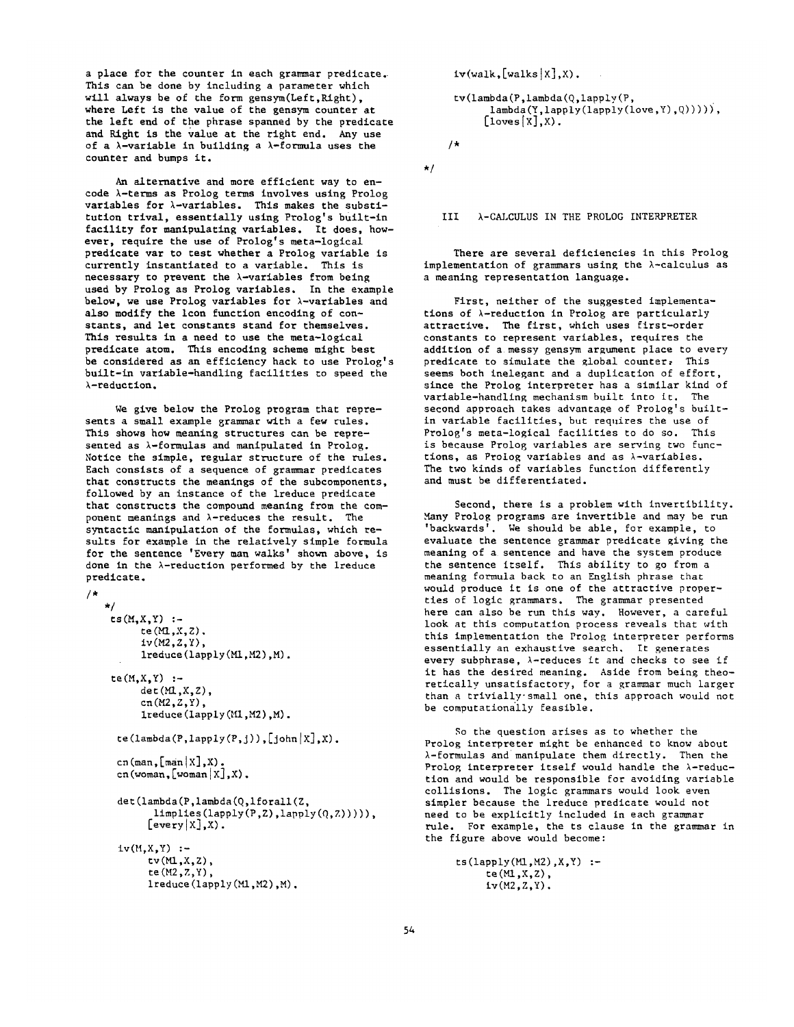a place for the counter in each grammar predicate. This can be done by including a parameter which will always be of the form gensym(Left,Right), where Left is the value of the gensym counter at the left end of the phrase spanned by the predicate and Right is the value at the right end. Any use of a λ-variable in building a λ-formula uses the counter and bumps it.

An alternative and more efficient way to encode λ-terms as Prolog terms involves using Prolog variables for λ-variables. This makes the substitution trival, essentially using Prolog's built-in facility for manipulating variables. It does, however, require the use of Prolog's meta-logical predicate var to test whether a Prolog variable is currently instantiated to a variable. This is necessary to prevent the λ-variables from being used by Prolog as Prolog variables. In the example below, we use Prolog variables for λ-variables and also modify the lcon function encoding of constants, and let constants stand for themselves. This results in a need to use the meta-logical predicate atom. This encoding scheme might best be considered as an efficiency hack to use Prolog's built-in variable-handling facilities to speed the λ-reduction.

We give below the Prolog program that represents a small example grammar with a few rules. This shows how meaning structures can be represented as λ-formulas and manipulated in Prolog. Notice the simple, regular structure of the rules. Each consists of a sequence of grammar predicates that constructs the meanings of the subcomponents, followed by an instance of the lreduce predicate that constructs the compound meaning from the component meanings and λ-reduces the result. The syntactic manipulation of the formulas, which results for example in the relatively simple formula for the sentence 'Every man walks' shown above, is done in the λ-reduction performed by the lreduce predicate.

```
/*
   */
   ts(M,X,Y) :-
        te(M1,X,Z),
        iv(M2,Z,Y),
        lreduce(lapply(M1,M2),M).

   te(M,X,Y) :-
        det(M1,X,Z),
        cn(M2,Z,Y),
        lreduce(lapply(M1,M2),M).

   te(lambda(P,lapply(P,j)),[john|X],X).

   cn(man,[man|X],X).
   cn(woman,[woman|X],X).

   det(lambda(P,lambda(Q,lforall(Z,
         limplies(lapply(P,Z),lapply(Q,Z))))),
         [every|X],X).

   iv(M,X,Y) :-
        tv(M1,X,Z),
        te(M2,Z,Y),
        lreduce(lapply(M1,M2),M).

   iv(walk,[walks|X],X).

   tv(lambda(P,lambda(Q,lapply(P,
         lambda(Y,lapply(lapply(love,Y),Q))))),
         [loves|X],X).

   /*

*/
```

## III λ-CALCULUS IN THE PROLOG INTERPRETER

There are several deficiencies in this Prolog implementation of grammars using the λ-calculus as a meaning representation language.

First, neither of the suggested implementations of λ-reduction in Prolog are particularly attractive. The first, which uses first-order constants to represent variables, requires the addition of a messy gensym argument place to every predicate to simulate the global counter. This seems both inelegant and a duplication of effort, since the Prolog interpreter has a similar kind of variable-handling mechanism built into it. The second approach takes advantage of Prolog's built-in variable facilities, but requires the use of Prolog's meta-logical facilities to do so. This is because Prolog variables are serving two functions, as Prolog variables and as λ-variables. The two kinds of variables function differently and must be differentiated.

Second, there is a problem with invertibility. Many Prolog programs are invertible and may be run 'backwards'. We should be able, for example, to evaluate the sentence grammar predicate giving the meaning of a sentence and have the system produce the sentence itself. This ability to go from a meaning formula back to an English phrase that would produce it is one of the attractive properties of logic grammars. The grammar presented here can also be run this way. However, a careful look at this computation process reveals that with this implementation the Prolog interpreter performs essentially an exhaustive search. It generates every subphrase, λ-reduces it and checks to see if it has the desired meaning. Aside from being theoretically unsatisfactory, for a grammar much larger than a trivially small one, this approach would not be computationally feasible.

So the question arises as to whether the Prolog interpreter might be enhanced to know about λ-formulas and manipulate them directly. Then the Prolog interpreter itself would handle the λ-reduction and would be responsible for avoiding variable collisions. The logic grammars would look even simpler because the lreduce predicate would not need to be explicitly included in each grammar rule. For example, the ts clause in the grammar in the figure above would become:

```
ts(lapply(M1,M2),X,Y) :-
     te(M1,X,Z),
     iv(M2,Z,Y).
```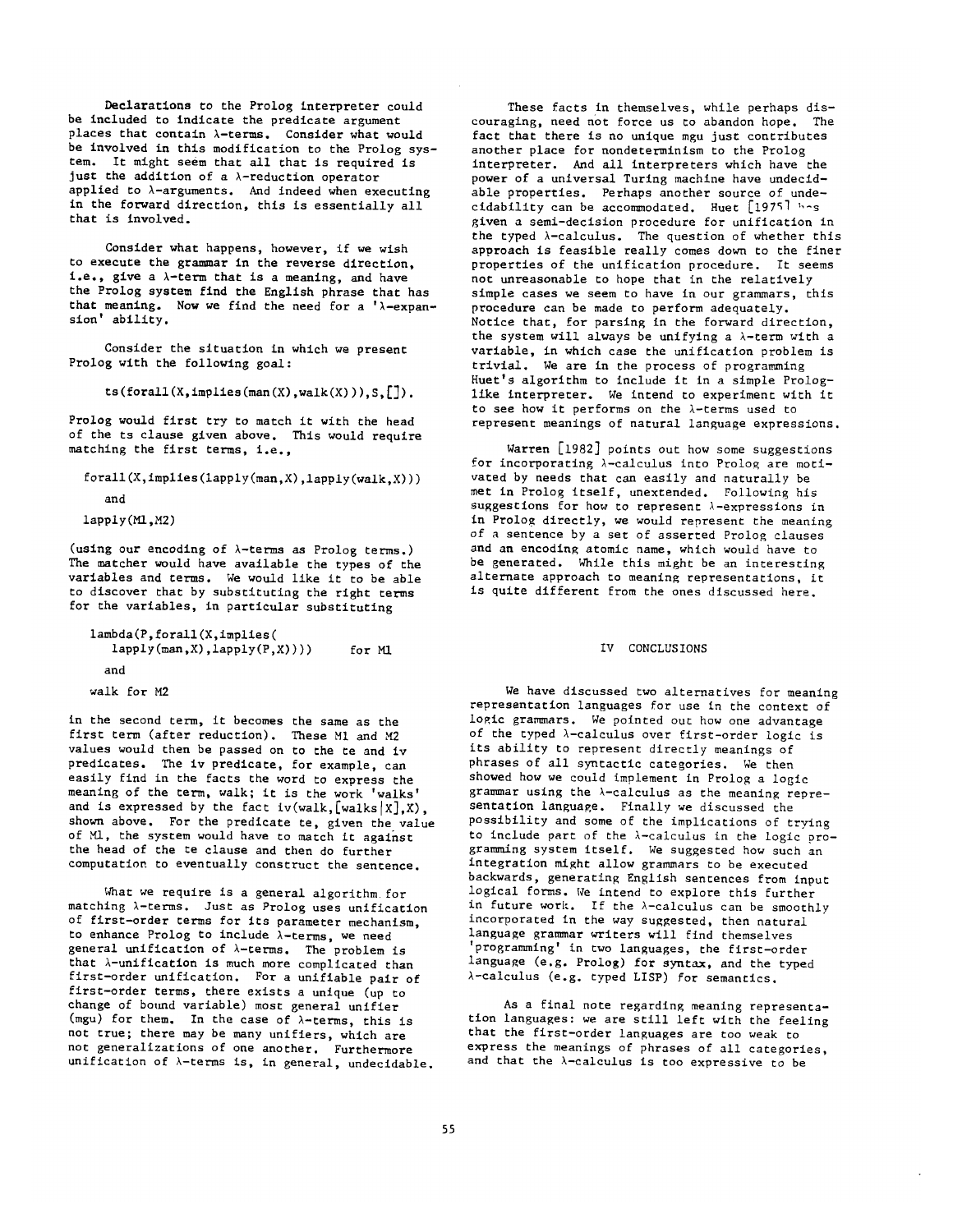Declarations to the Prolog interpreter could be included to indicate the predicate argument places that contain λ-terms. Consider what would be involved in this modification to the Prolog system. It might seem that all that is required is just the addition of a λ-reduction operator applied to λ-arguments. And indeed when executing in the forward direction, this is essentially all that is involved.

Consider what happens, however, if we wish to execute the grammar in the reverse direction, i.e., give a λ-term that is a meaning, and have the Prolog system find the English phrase that has that meaning. Now we find the need for a 'λ-expansion' ability.

Consider the situation in which we present Prolog with the following goal:

```
ts(forall(X,implies(man(X),walk(X))),S,[]).
```

Prolog would first try to match it with the head of the ts clause given above. This would require matching the first terms, i.e.,

```
forall(X,implies(lapply(man,X),lapply(walk,X)))
    and
lapply(M1,M2)
```

(using our encoding of λ-terms as Prolog terms.) The matcher would have available the types of the variables and terms. We would like it to be able to discover that by substituting the right terms for the variables, in particular substituting

```
lambda(P,forall(X,implies(
   lapply(man,X),lapply(P,X))))        for M1
    and
walk for M2
```

in the second term, it becomes the same as the first term (after reduction). These M1 and M2 values would then be passed on to the te and iv predicates. The iv predicate, for example, can easily find in the facts the word to express the meaning of the term, walk; it is the work 'walks' and is expressed by the fact iv(walk,[walks|X],X), shown above. For the predicate te, given the value of M1, the system would have to match it against the head of the te clause and then do further computation to eventually construct the sentence.

What we require is a general algorithm for matching λ-terms. Just as Prolog uses unification of first-order terms for its parameter mechanism, to enhance Prolog to include λ-terms, we need general unification of λ-terms. The problem is that λ-unification is much more complicated than first-order unification. For a unifiable pair of first-order terms, there exists a unique (up to change of bound variable) most general unifier (mgu) for them. In the case of λ-terms, this is not true; there may be many unifiers, which are not generalizations of one another. Furthermore unification of λ-terms is, in general, undecidable.

These facts in themselves, while perhaps discouraging, need not force us to abandon hope. The fact that there is no unique mgu just contributes another place for nondeterminism to the Prolog interpreter. And all interpreters which have the power of a universal Turing machine have undecidable properties. Perhaps another source of undecidability can be accommodated. Huet [1975] has given a semi-decision procedure for unification in the typed λ-calculus. The question of whether this approach is feasible really comes down to the finer properties of the unification procedure. It seems not unreasonable to hope that in the relatively simple cases we seem to have in our grammars, this procedure can be made to perform adequately. Notice that, for parsing in the forward direction, the system will always be unifying a λ-term with a variable, in which case the unification problem is trivial. We are in the process of programming Huet's algorithm to include it in a simple Prolog-like interpreter. We intend to experiment with it to see how it performs on the λ-terms used to represent meanings of natural language expressions.

Warren [1982] points out how some suggestions for incorporating λ-calculus into Prolog are motivated by needs that can easily and naturally be met in Prolog itself, unextended. Following his suggestions for how to represent λ-expressions in in Prolog directly, we would represent the meaning of a sentence by a set of asserted Prolog clauses and an encoding atomic name, which would have to be generated. While this might be an interesting alternate approach to meaning representations, it is quite different from the ones discussed here.

## IV CONCLUSIONS

We have discussed two alternatives for meaning representation languages for use in the context of logic grammars. We pointed out how one advantage of the typed λ-calculus over first-order logic is its ability to represent directly meanings of phrases of all syntactic categories. We then showed how we could implement in Prolog a logic grammar using the λ-calculus as the meaning representation language. Finally we discussed the possibility and some of the implications of trying to include part of the λ-calculus in the logic programming system itself. We suggested how such an integration might allow grammars to be executed backwards, generating English sentences from input logical forms. We intend to explore this further in future work. If the λ-calculus can be smoothly incorporated in the way suggested, then natural language grammar writers will find themselves 'programming' in two languages, the first-order language (e.g. Prolog) for syntax, and the typed λ-calculus (e.g. typed LISP) for semantics.

As a final note regarding meaning representation languages: we are still left with the feeling that the first-order languages are too weak to express the meanings of phrases of all categories, and that the λ-calculus is too expressive to be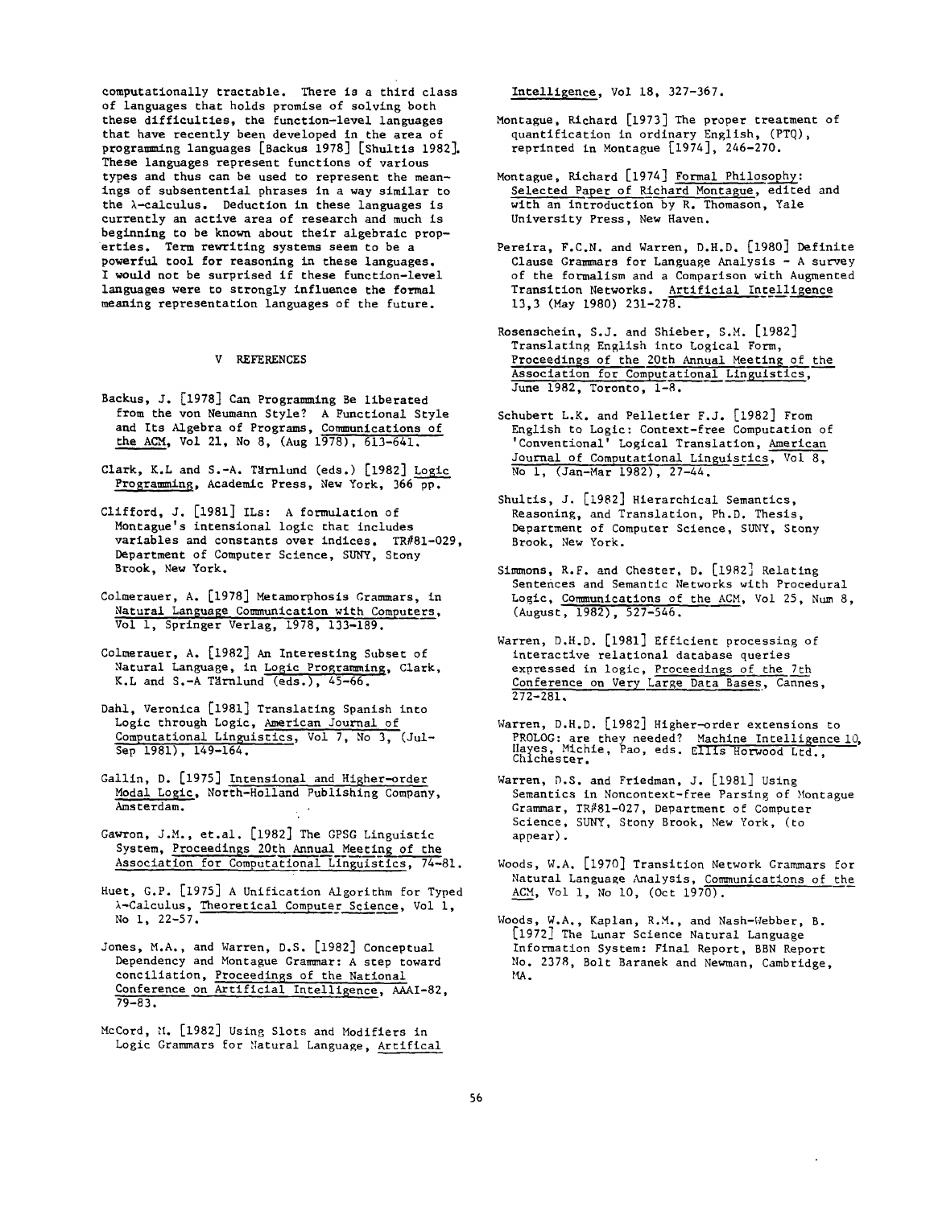computationally tractable. There is a third class of languages that holds promise of solving both these difficulties, the function-level languages that have recently been developed in the area of programming languages [Backus 1978] [Shultis 1982]. These languages represent functions of various types and thus can be used to represent the meanings of subsentential phrases in a way similar to the λ-calculus. Deduction in these languages is currently an active area of research and much is beginning to be known about their algebraic properties. Term rewriting systems seem to be a powerful tool for reasoning in these languages. I would not be surprised if these function-level languages were to strongly influence the formal meaning representation languages of the future.

## V REFERENCES

Backus, J. [1978] Can Programming Be liberated from the von Neumann Style? A Functional Style and Its Algebra of Programs, Communications of the ACM, Vol 21, No 8, (Aug 1978), 613-641.

Clark, K.L and S.-A. Tärnlund (eds.) [1982] Logic Programming, Academic Press, New York, 366 pp.

Clifford, J. [1981] ILs: A formulation of Montague's intensional logic that includes variables and constants over indices. TR#81-029, Department of Computer Science, SUNY, Stony Brook, New York.

Colmerauer, A. [1978] Metamorphosis Grammars, in Natural Language Communication with Computers, Vol 1, Springer Verlag, 1978, 133-189.

Colmerauer, A. [1982] An Interesting Subset of Natural Language, in Logic Programming, Clark, K.L and S.-A Tärnlund (eds.), 45-66.

Dahl, Veronica [1981] Translating Spanish into Logic through Logic, American Journal of Computational Linguistics, Vol 7, No 3, (Jul-Sep 1981), 149-164.

Gallin, D. [1975] Intensional and Higher-order Modal Logic, North-Holland Publishing Company, Amsterdam.

Gawron, J.M., et.al. [1982] The GPSG Linguistic System, Proceedings 20th Annual Meeting of the Association for Computational Linguistics, 74-81.

Huet, G.P. [1975] A Unification Algorithm for Typed λ-Calculus, Theoretical Computer Science, Vol 1, No 1, 22-57.

Jones, M.A., and Warren, D.S. [1982] Conceptual Dependency and Montague Grammar: A step toward conciliation, Proceedings of the National Conference on Artificial Intelligence, AAAI-82, 79-83.

McCord, M. [1982] Using Slots and Modifiers in Logic Grammars for Natural Language, Artifical Intelligence, Vol 18, 327-367.

Montague, Richard [1973] The proper treatment of quantification in ordinary English, (PTQ), reprinted in Montague [1974], 246-270.

Montague, Richard [1974] Formal Philosophy: Selected Paper of Richard Montague, edited and with an introduction by R. Thomason, Yale University Press, New Haven.

Pereira, F.C.N. and Warren, D.H.D. [1980] Definite Clause Grammars for Language Analysis - A survey of the formalism and a Comparison with Augmented Transition Networks. Artificial Intelligence 13,3 (May 1980) 231-278.

Rosenschein, S.J. and Shieber, S.M. [1982] Translating English into Logical Form, Proceedings of the 20th Annual Meeting of the Association for Computational Linguistics, June 1982, Toronto, 1-8.

Schubert L.K. and Pelletier F.J. [1982] From English to Logic: Context-free Computation of 'Conventional' Logical Translation, American Journal of Computational Linguistics, Vol 8, No 1, (Jan-Mar 1982), 27-44.

Shultis, J. [1982] Hierarchical Semantics, Reasoning, and Translation, Ph.D. Thesis, Department of Computer Science, SUNY, Stony Brook, New York.

Simmons, R.F. and Chester, D. [1982] Relating Sentences and Semantic Networks with Procedural Logic, Communications of the ACM, Vol 25, Num 8, (August, 1982), 527-546.

Warren, D.H.D. [1981] Efficient processing of interactive relational database queries expressed in logic, Proceedings of the 7th Conference on Very Large Data Bases, Cannes, 272-281.

Warren, D.H.D. [1982] Higher-order extensions to PROLOG: are they needed? Machine Intelligence 10, Hayes, Michie, Pao, eds. Ellis Horwood Ltd., Chichester.

Warren, D.S. and Friedman, J. [1981] Using Semantics in Noncontext-free Parsing of Montague Grammar, TR#81-027, Department of Computer Science, SUNY, Stony Brook, New York, (to appear).

Woods, W.A. [1970] Transition Network Grammars for Natural Language Analysis, Communications of the ACM, Vol 1, No 10, (Oct 1970).

Woods, W.A., Kaplan, R.M., and Nash-Webber, B. [1972] The Lunar Science Natural Language Information System: Final Report, BBN Report No. 2378, Bolt Baranek and Newman, Cambridge, MA.